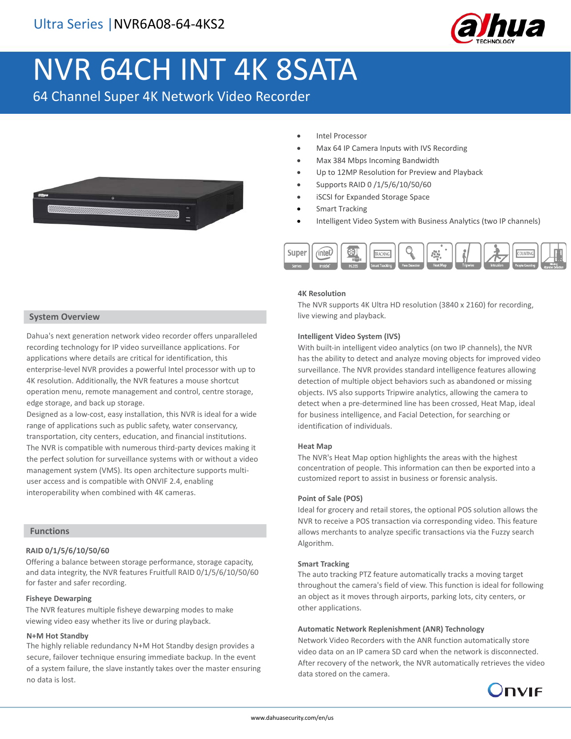Ultra Series | NVR6A08-64-4KS2

# NVR 64CH INT 4K 8SATA

64 Channel Super 4K Network Video Recorder

- Intel Processor
- Max 64 IP Camera Inputs with IVS Recording
- Max 384 Mbps Incoming Bandwidth
- Up to 12MP Resolution for Preview and Playback
- Supports RAID 0 /1/5/6/10/50/60
- iSCSI for Expanded Storage Space
- Smart Tracking
- Intelligent Video System with Business Analytics (two IP channels)

## System Overview

Dahua's next generation network video recorder offers unparalleled recording technology for IP video surveillance applications. For applications where details are critical for identification, this enterprise-level NVR provides a powerful Intel processor with up to 4K resolution. Additionally, the NVR features a mouse shortcut operation menu, remote management and control, centre storage, edge storage, and back up storage.

Designed as a low-cost, easy installation, this NVR is ideal for a wide range of applications such as public safety, water conservancy, transportation, city centers, education, and financial institutions. The NVR is compatible with numerous third-party devices making it the perfect solution for surveillance systems with or without a video management system (VMS). Its open architecture supports multi-user access and is compatible with ONVIF 2.4, enabling interoperability when combined with 4K cameras.

## Functions

**RAID 0/1/5/6/10/50/60**

Offering a balance between storage performance, storage capacity, and data integrity, the NVR features Fruitfull RAID 0/1/5/6/10/50/60 for faster and safer recording.

**Fisheye Dewarping**

The NVR features multiple fisheye dewarping modes to make viewing video easy whether its live or during playback.

**N+M Hot Standby**

The highly reliable redundancy N+M Hot Standby design provides a secure, failover technique ensuring immediate backup. In the event of a system failure, the slave instantly takes over the master ensuring no data is lost.

**4K Resolution**

The NVR supports 4K Ultra HD resolution (3840 x 2160) for recording, live viewing and playback.

**Intelligent Video System (IVS)**

With built-in intelligent video analytics (on two IP channels), the NVR has the ability to detect and analyze moving objects for improved video surveillance. The NVR provides standard intelligence features allowing detection of multiple object behaviors such as abandoned or missing objects. IVS also supports Tripwire analytics, allowing the camera to detect when a pre-determined line has been crossed, Heat Map, ideal for business intelligence, and Facial Detection, for searching or identification of individuals.

**Heat Map**

The NVR's Heat Map option highlights the areas with the highest concentration of people. This information can then be exported into a customized report to assist in business or forensic analysis.

**Point of Sale (POS)**

Ideal for grocery and retail stores, the optional POS solution allows the NVR to receive a POS transaction via corresponding video. This feature allows merchants to analyze specific transactions via the Fuzzy search Algorithm.

**Smart Tracking**

The auto tracking PTZ feature automatically tracks a moving target throughout the camera's field of view. This function is ideal for following an object as it moves through airports, parking lots, city centers, or other applications.

**Automatic Network Replenishment (ANR) Technology**

Network Video Recorders with the ANR function automatically store video data on an IP camera SD card when the network is disconnected. After recovery of the network, the NVR automatically retrieves the video data stored on the camera.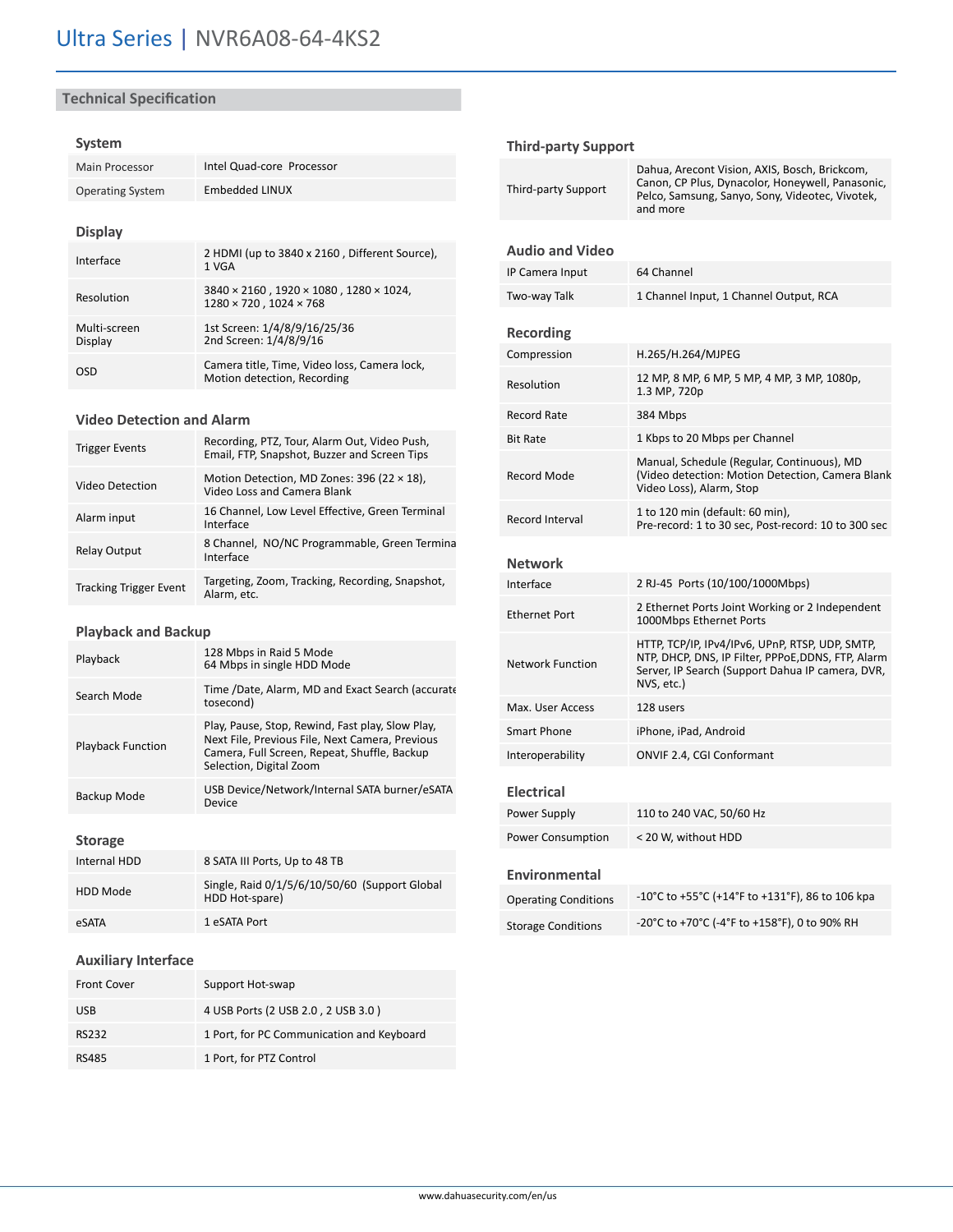# Ultra Series | NVR6A08-64-4KS2

## Technical Specification

### System

| | |
|---|---|
| Main Processor | Intel Quad-core Processor |
| Operating System | Embedded LINUX |

### Display

| | |
|---|---|
| Interface | 2 HDMI (up to 3840 x 2160 , Different Source), 1 VGA |
| Resolution | 3840 × 2160 , 1920 × 1080 , 1280 × 1024, 1280 × 720 , 1024 × 768 |
| Multi-screen Display | 1st Screen: 1/4/8/9/16/25/36<br>2nd Screen: 1/4/8/9/16 |
| OSD | Camera title, Time, Video loss, Camera lock, Motion detection, Recording |

### Video Detection and Alarm

| | |
|---|---|
| Trigger Events | Recording, PTZ, Tour, Alarm Out, Video Push, Email, FTP, Snapshot, Buzzer and Screen Tips |
| Video Detection | Motion Detection, MD Zones: 396 (22 × 18), Video Loss and Camera Blank |
| Alarm input | 16 Channel, Low Level Effective, Green Terminal Interface |
| Relay Output | 8 Channel, NO/NC Programmable, Green Terminal Interface |
| Tracking Trigger Event | Targeting, Zoom, Tracking, Recording, Snapshot, Alarm, etc. |

### Playback and Backup

| | |
|---|---|
| Playback | 128 Mbps in Raid 5 Mode<br>64 Mbps in single HDD Mode |
| Search Mode | Time /Date, Alarm, MD and Exact Search (accurate tosecond) |
| Playback Function | Play, Pause, Stop, Rewind, Fast play, Slow Play, Next File, Previous File, Next Camera, Previous Camera, Full Screen, Repeat, Shuffle, Backup Selection, Digital Zoom |
| Backup Mode | USB Device/Network/Internal SATA burner/eSATA Device |

### Storage

| | |
|---|---|
| Internal HDD | 8 SATA III Ports, Up to 48 TB |
| HDD Mode | Single, Raid 0/1/5/6/10/50/60 (Support Global HDD Hot-spare) |
| eSATA | 1 eSATA Port |

### Auxiliary Interface

| | |
|---|---|
| Front Cover | Support Hot-swap |
| USB | 4 USB Ports (2 USB 2.0 , 2 USB 3.0 ) |
| RS232 | 1 Port, for PC Communication and Keyboard |
| RS485 | 1 Port, for PTZ Control |

### Third-party Support

| | |
|---|---|
| Third-party Support | Dahua, Arecont Vision, AXIS, Bosch, Brickcom, Canon, CP Plus, Dynacolor, Honeywell, Panasonic, Pelco, Samsung, Sanyo, Sony, Videotec, Vivotek, and more |

### Audio and Video

| | |
|---|---|
| IP Camera Input | 64 Channel |
| Two-way Talk | 1 Channel Input, 1 Channel Output, RCA |

### Recording

| | |
|---|---|
| Compression | H.265/H.264/MJPEG |
| Resolution | 12 MP, 8 MP, 6 MP, 5 MP, 4 MP, 3 MP, 1080p, 1.3 MP, 720p |
| Record Rate | 384 Mbps |
| Bit Rate | 1 Kbps to 20 Mbps per Channel |
| Record Mode | Manual, Schedule (Regular, Continuous), MD (Video detection: Motion Detection, Camera Blank Video Loss), Alarm, Stop |
| Record Interval | 1 to 120 min (default: 60 min),<br>Pre-record: 1 to 30 sec, Post-record: 10 to 300 sec |

### Network

| | |
|---|---|
| Interface | 2 RJ-45 Ports (10/100/1000Mbps) |
| Ethernet Port | 2 Ethernet Ports Joint Working or 2 Independent 1000Mbps Ethernet Ports |
| Network Function | HTTP, TCP/IP, IPv4/IPv6, UPnP, RTSP, UDP, SMTP, NTP, DHCP, DNS, IP Filter, PPPoE,DDNS, FTP, Alarm Server, IP Search (Support Dahua IP camera, DVR, NVS, etc.) |
| Max. User Access | 128 users |
| Smart Phone | iPhone, iPad, Android |
| Interoperability | ONVIF 2.4, CGI Conformant |

### Electrical

| | |
|---|---|
| Power Supply | 110 to 240 VAC, 50/60 Hz |
| Power Consumption | < 20 W, without HDD |

### Environmental

| | |
|---|---|
| Operating Conditions | -10°C to +55°C (+14°F to +131°F), 86 to 106 kpa |
| Storage Conditions | -20°C to +70°C (-4°F to +158°F), 0 to 90% RH |

www.dahuasecurity.com/en/us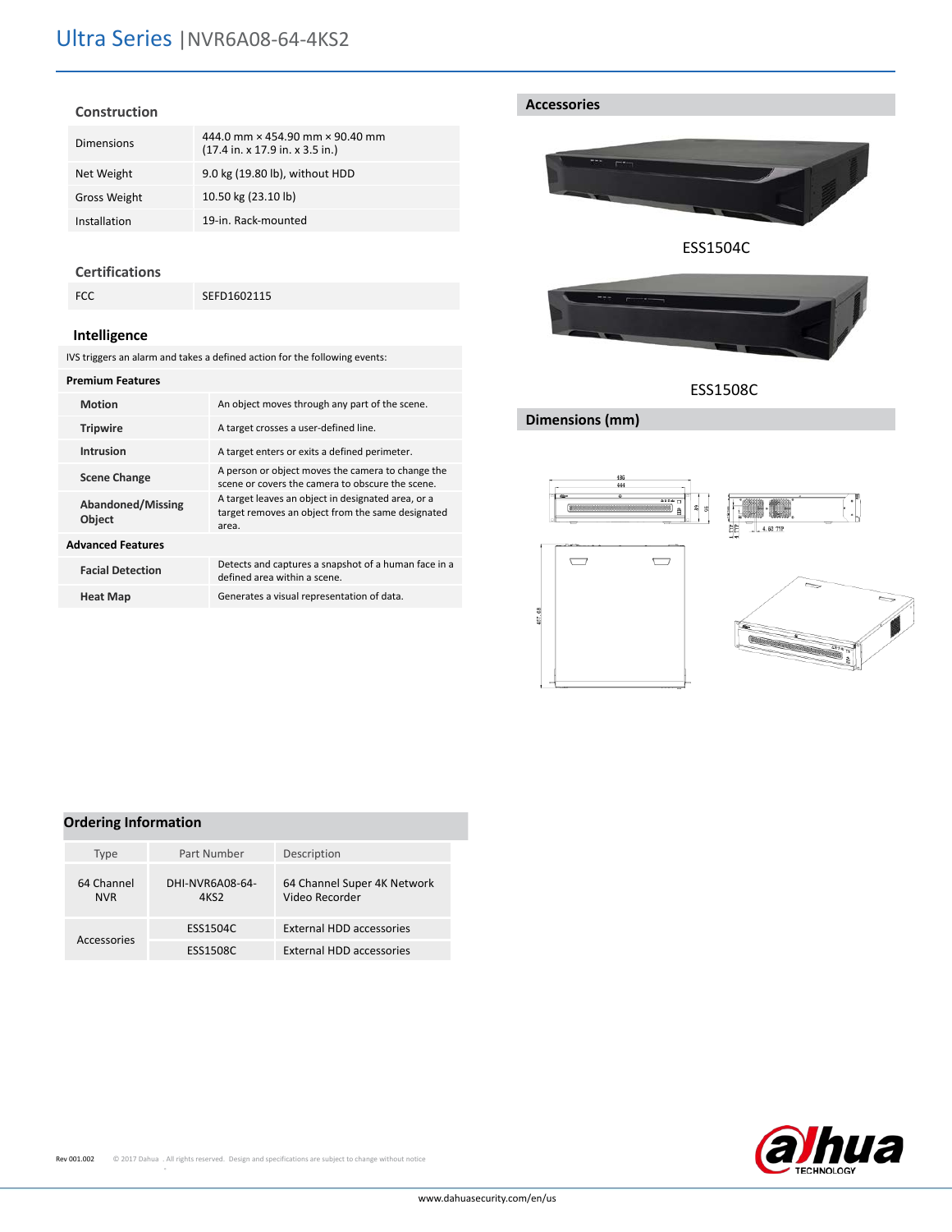## Construction

| | |
|---|---|
| Dimensions | 444.0 mm × 454.90 mm × 90.40 mm (17.4 in. x 17.9 in. x 3.5 in.) |
| Net Weight | 9.0 kg (19.80 lb), without HDD |
| Gross Weight | 10.50 kg (23.10 lb) |
| Installation | 19-in. Rack-mounted |

## Certifications

| | |
|---|---|
| FCC | SEFD1602115 |

## Intelligence

IVS triggers an alarm and takes a defined action for the following events:

| | |
|---|---|
| **Premium Features** | |
| **Motion** | An object moves through any part of the scene. |
| **Tripwire** | A target crosses a user-defined line. |
| **Intrusion** | A target enters or exits a defined perimeter. |
| **Scene Change** | A person or object moves the camera to change the scene or covers the camera to obscure the scene. |
| **Abandoned/Missing Object** | A target leaves an object in designated area, or a target removes an object from the same designated area. |
| **Advanced Features** | |
| **Facial Detection** | Detects and captures a snapshot of a human face in a defined area within a scene. |
| **Heat Map** | Generates a visual representation of data. |

## Accessories

ESS1504C

ESS1508C

## Dimensions (mm)

486
444
89
95
4.62 TYP
457.48

## Ordering Information

| Type | Part Number | Description |
|---|---|---|
| 64 Channel NVR | DHI-NVR6A08-64-4KS2 | 64 Channel Super 4K Network Video Recorder |
| Accessories | ESS1504C | External HDD accessories |
| | ESS1508C | External HDD accessories |

Rev 001.002 © 2017 Dahua . All rights reserved. Design and specifications are subject to change without notice

www.dahuasecurity.com/en/us